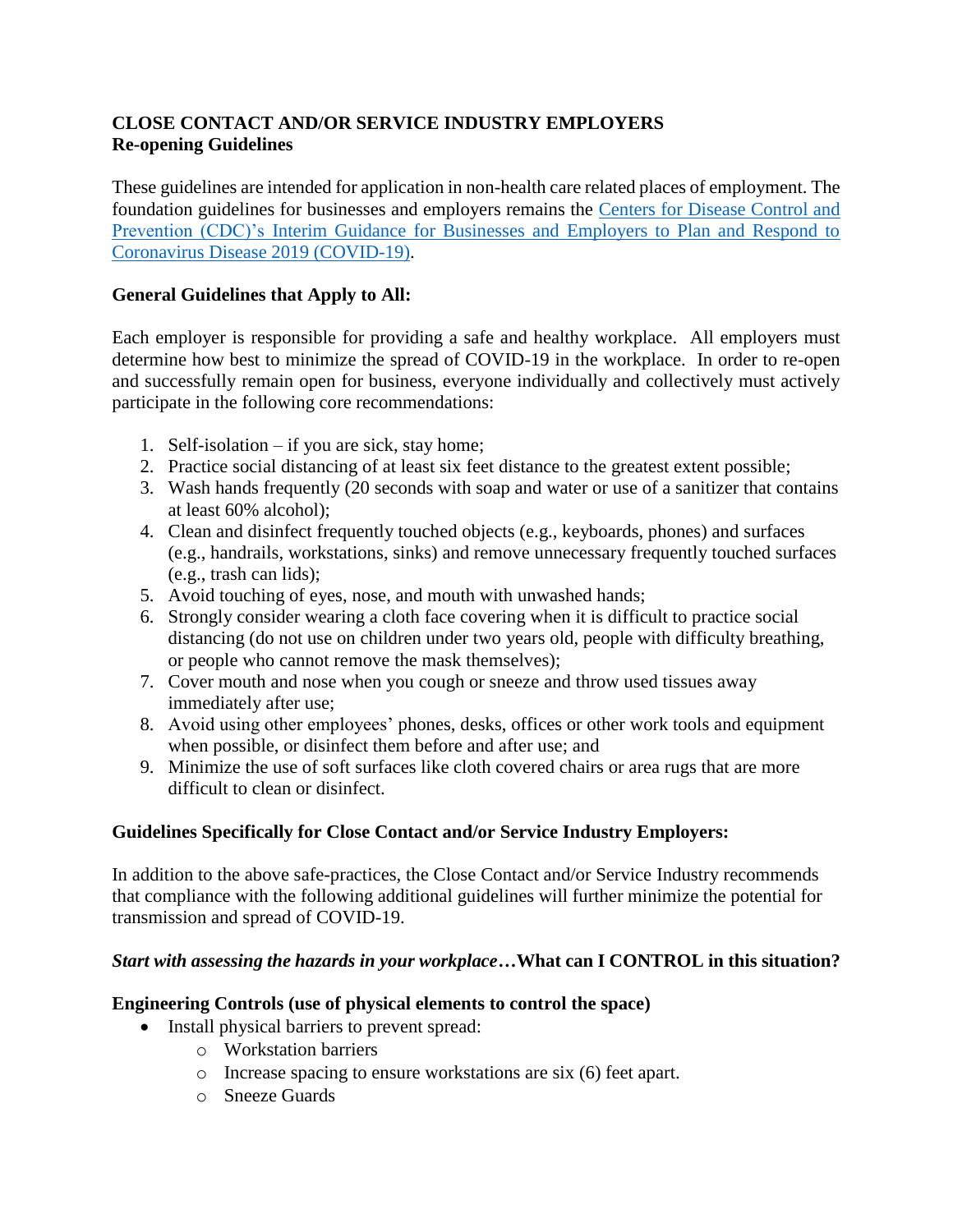# CLOSE CONTACT AND/OR SERVICE INDUSTRY EMPLOYERS
## Re-opening Guidelines

These guidelines are intended for application in non-health care related places of employment. The foundation guidelines for businesses and employers remains the [Centers for Disease Control and Prevention (CDC)'s Interim Guidance for Businesses and Employers to Plan and Respond to Coronavirus Disease 2019 (COVID-19)](#).

### General Guidelines that Apply to All:

Each employer is responsible for providing a safe and healthy workplace. All employers must determine how best to minimize the spread of COVID-19 in the workplace. In order to re-open and successfully remain open for business, everyone individually and collectively must actively participate in the following core recommendations:

1. Self-isolation – if you are sick, stay home;
2. Practice social distancing of at least six feet distance to the greatest extent possible;
3. Wash hands frequently (20 seconds with soap and water or use of a sanitizer that contains at least 60% alcohol);
4. Clean and disinfect frequently touched objects (e.g., keyboards, phones) and surfaces (e.g., handrails, workstations, sinks) and remove unnecessary frequently touched surfaces (e.g., trash can lids);
5. Avoid touching of eyes, nose, and mouth with unwashed hands;
6. Strongly consider wearing a cloth face covering when it is difficult to practice social distancing (do not use on children under two years old, people with difficulty breathing, or people who cannot remove the mask themselves);
7. Cover mouth and nose when you cough or sneeze and throw used tissues away immediately after use;
8. Avoid using other employees' phones, desks, offices or other work tools and equipment when possible, or disinfect them before and after use; and
9. Minimize the use of soft surfaces like cloth covered chairs or area rugs that are more difficult to clean or disinfect.

### Guidelines Specifically for Close Contact and/or Service Industry Employers:

In addition to the above safe-practices, the Close Contact and/or Service Industry recommends that compliance with the following additional guidelines will further minimize the potential for transmission and spread of COVID-19.

***Start with assessing the hazards in your workplace*…What can I CONTROL in this situation?**

**Engineering Controls (use of physical elements to control the space)**

- Install physical barriers to prevent spread:
  - Workstation barriers
  - Increase spacing to ensure workstations are six (6) feet apart.
  - Sneeze Guards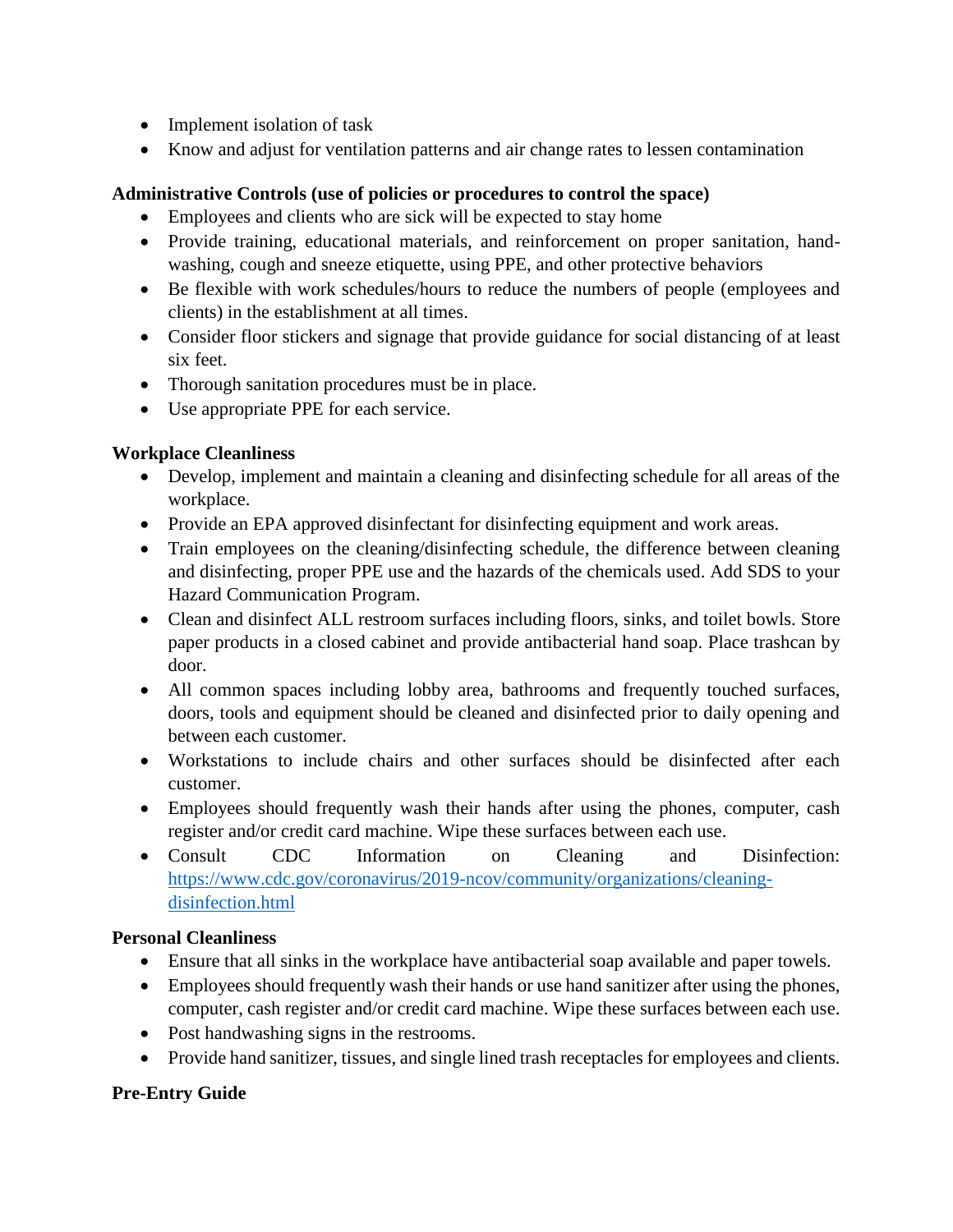- Implement isolation of task
- Know and adjust for ventilation patterns and air change rates to lessen contamination

**Administrative Controls (use of policies or procedures to control the space)**

- Employees and clients who are sick will be expected to stay home
- Provide training, educational materials, and reinforcement on proper sanitation, hand-washing, cough and sneeze etiquette, using PPE, and other protective behaviors
- Be flexible with work schedules/hours to reduce the numbers of people (employees and clients) in the establishment at all times.
- Consider floor stickers and signage that provide guidance for social distancing of at least six feet.
- Thorough sanitation procedures must be in place.
- Use appropriate PPE for each service.

**Workplace Cleanliness**

- Develop, implement and maintain a cleaning and disinfecting schedule for all areas of the workplace.
- Provide an EPA approved disinfectant for disinfecting equipment and work areas.
- Train employees on the cleaning/disinfecting schedule, the difference between cleaning and disinfecting, proper PPE use and the hazards of the chemicals used. Add SDS to your Hazard Communication Program.
- Clean and disinfect ALL restroom surfaces including floors, sinks, and toilet bowls. Store paper products in a closed cabinet and provide antibacterial hand soap. Place trashcan by door.
- All common spaces including lobby area, bathrooms and frequently touched surfaces, doors, tools and equipment should be cleaned and disinfected prior to daily opening and between each customer.
- Workstations to include chairs and other surfaces should be disinfected after each customer.
- Employees should frequently wash their hands after using the phones, computer, cash register and/or credit card machine. Wipe these surfaces between each use.
- Consult CDC Information on Cleaning and Disinfection: https://www.cdc.gov/coronavirus/2019-ncov/community/organizations/cleaning-disinfection.html

**Personal Cleanliness**

- Ensure that all sinks in the workplace have antibacterial soap available and paper towels.
- Employees should frequently wash their hands or use hand sanitizer after using the phones, computer, cash register and/or credit card machine. Wipe these surfaces between each use.
- Post handwashing signs in the restrooms.
- Provide hand sanitizer, tissues, and single lined trash receptacles for employees and clients.

**Pre-Entry Guide**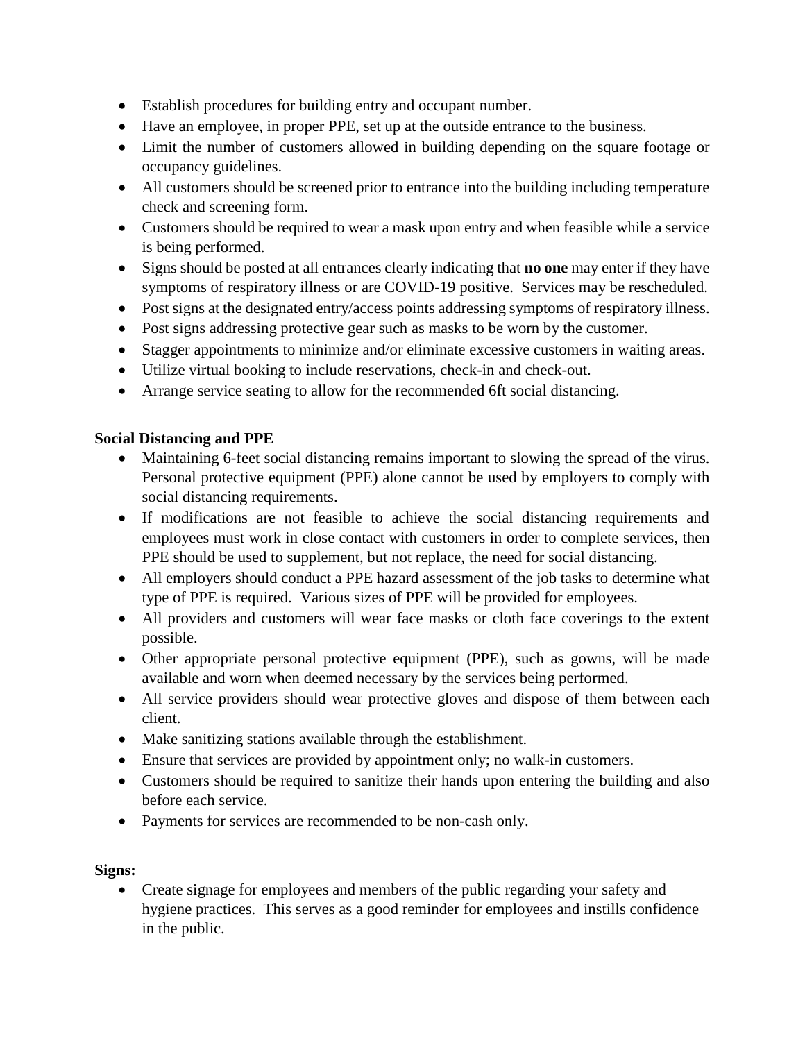- Establish procedures for building entry and occupant number.
- Have an employee, in proper PPE, set up at the outside entrance to the business.
- Limit the number of customers allowed in building depending on the square footage or occupancy guidelines.
- All customers should be screened prior to entrance into the building including temperature check and screening form.
- Customers should be required to wear a mask upon entry and when feasible while a service is being performed.
- Signs should be posted at all entrances clearly indicating that **no one** may enter if they have symptoms of respiratory illness or are COVID-19 positive. Services may be rescheduled.
- Post signs at the designated entry/access points addressing symptoms of respiratory illness.
- Post signs addressing protective gear such as masks to be worn by the customer.
- Stagger appointments to minimize and/or eliminate excessive customers in waiting areas.
- Utilize virtual booking to include reservations, check-in and check-out.
- Arrange service seating to allow for the recommended 6ft social distancing.

**Social Distancing and PPE**

- Maintaining 6-feet social distancing remains important to slowing the spread of the virus. Personal protective equipment (PPE) alone cannot be used by employers to comply with social distancing requirements.
- If modifications are not feasible to achieve the social distancing requirements and employees must work in close contact with customers in order to complete services, then PPE should be used to supplement, but not replace, the need for social distancing.
- All employers should conduct a PPE hazard assessment of the job tasks to determine what type of PPE is required. Various sizes of PPE will be provided for employees.
- All providers and customers will wear face masks or cloth face coverings to the extent possible.
- Other appropriate personal protective equipment (PPE), such as gowns, will be made available and worn when deemed necessary by the services being performed.
- All service providers should wear protective gloves and dispose of them between each client.
- Make sanitizing stations available through the establishment.
- Ensure that services are provided by appointment only; no walk-in customers.
- Customers should be required to sanitize their hands upon entering the building and also before each service.
- Payments for services are recommended to be non-cash only.

**Signs:**

- Create signage for employees and members of the public regarding your safety and hygiene practices. This serves as a good reminder for employees and instills confidence in the public.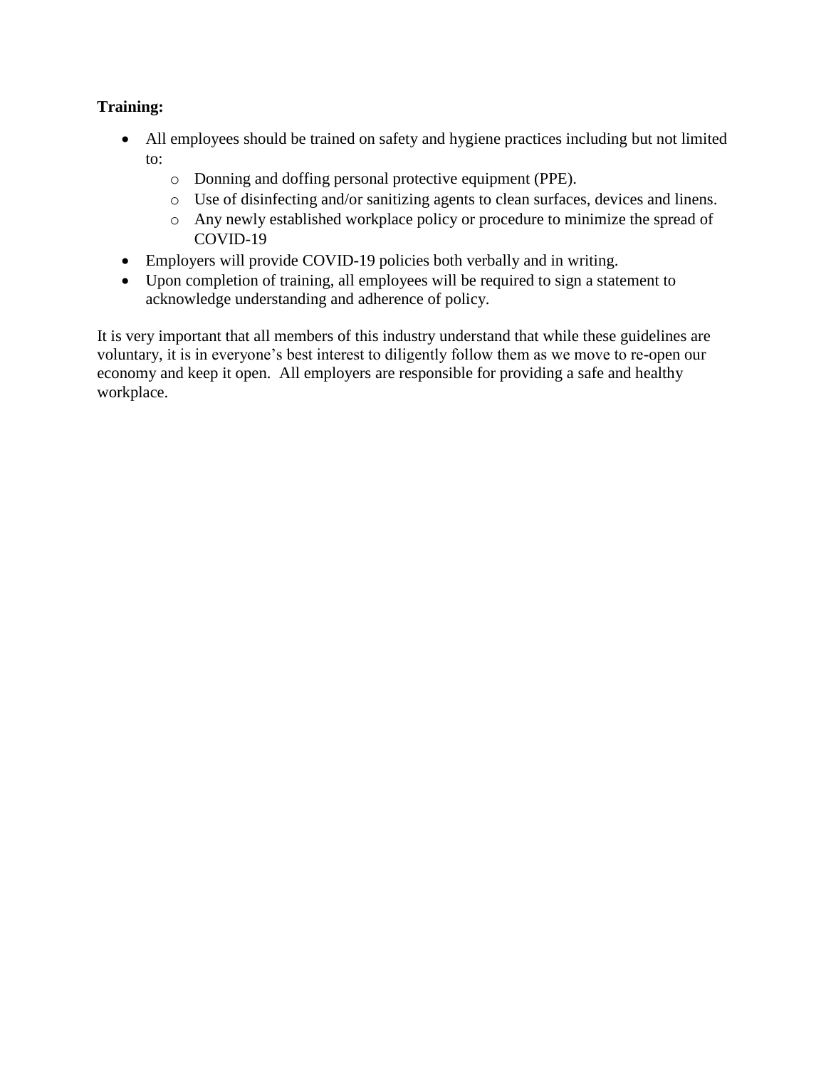**Training:**

- All employees should be trained on safety and hygiene practices including but not limited to:
  - Donning and doffing personal protective equipment (PPE).
  - Use of disinfecting and/or sanitizing agents to clean surfaces, devices and linens.
  - Any newly established workplace policy or procedure to minimize the spread of COVID-19
- Employers will provide COVID-19 policies both verbally and in writing.
- Upon completion of training, all employees will be required to sign a statement to acknowledge understanding and adherence of policy.

It is very important that all members of this industry understand that while these guidelines are voluntary, it is in everyone's best interest to diligently follow them as we move to re-open our economy and keep it open. All employers are responsible for providing a safe and healthy workplace.